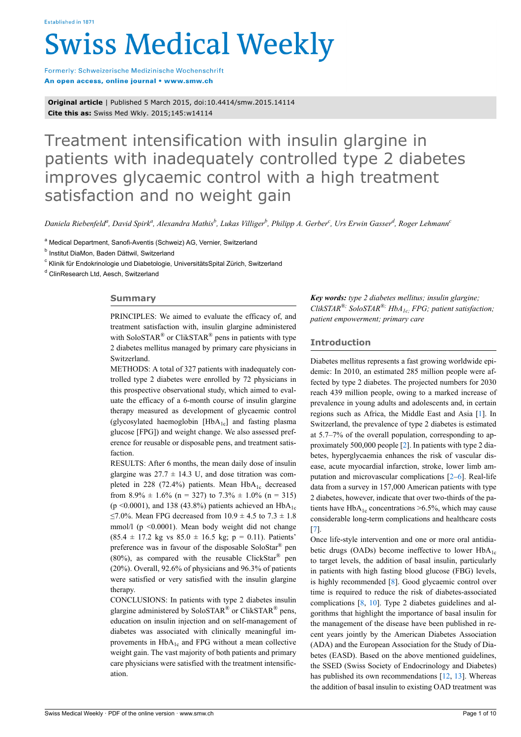Established in 1871

# Swiss Medical Weekly

Formerly: Schweizerische Medizinische Wochenschrift
**An open access, online journal • www.smw.ch**

**Original article** | Published 5 March 2015, doi:10.4414/smw.2015.14114
**Cite this as:** Swiss Med Wkly. 2015;145:w14114

# Treatment intensification with insulin glargine in patients with inadequately controlled type 2 diabetes improves glycaemic control with a high treatment satisfaction and no weight gain

*Daniela Riebenfeld[a], David Spirk[a], Alexandra Mathis[b], Lukas Villiger[b], Philipp A. Gerber[c], Urs Erwin Gasser[d], Roger Lehmann[c]*

[a] Medical Department, Sanofi-Aventis (Schweiz) AG, Vernier, Switzerland

[b] Institut DiaMon, Baden Dättwil, Switzerland

[c] Klinik für Endokrinologie und Diabetologie, UniversitätsSpital Zürich, Switzerland

[d] ClinResearch Ltd, Aesch, Switzerland

## Summary

PRINCIPLES: We aimed to evaluate the efficacy of, and treatment satisfaction with, insulin glargine administered with SoloSTAR® or ClikSTAR® pens in patients with type 2 diabetes mellitus managed by primary care physicians in Switzerland.

METHODS: A total of 327 patients with inadequately controlled type 2 diabetes were enrolled by 72 physicians in this prospective observational study, which aimed to evaluate the efficacy of a 6-month course of insulin glargine therapy measured as development of glycaemic control (glycosylated haemoglobin [$HbA_{1c}$] and fasting plasma glucose [FPG]) and weight change. We also assessed preference for reusable or disposable pens, and treatment satisfaction.

RESULTS: After 6 months, the mean daily dose of insulin glargine was 27.7 ± 14.3 U, and dose titration was completed in 228 (72.4%) patients. Mean $HbA_{1c}$ decreased from 8.9% ± 1.6% (n = 327) to 7.3% ± 1.0% (n = 315) ($p$ <0.0001), and 138 (43.8%) patients achieved an $HbA_{1c}$ ≤7.0%. Mean FPG decreased from 10.9 ± 4.5 to 7.3 ± 1.8 mmol/l ($p$ <0.0001). Mean body weight did not change (85.4 ± 17.2 kg vs 85.0 ± 16.5 kg; $p$ = 0.11). Patients' preference was in favour of the disposable SoloStar® pen (80%), as compared with the reusable ClickStar® pen (20%). Overall, 92.6% of physicians and 96.3% of patients were satisfied or very satisfied with the insulin glargine therapy.

CONCLUSIONS: In patients with type 2 diabetes insulin glargine administered by SoloSTAR® or ClikSTAR® pens, education on insulin injection and on self-management of diabetes was associated with clinically meaningful improvements in $HbA_{1c}$ and FPG without a mean collective weight gain. The vast majority of both patients and primary care physicians were satisfied with the treatment intensification.

***Key words:*** *type 2 diabetes mellitus; insulin glargine; ClikSTAR®; SoloSTAR®; $HbA_{1c}$; FPG; patient satisfaction; patient empowerment; primary care*

## Introduction

Diabetes mellitus represents a fast growing worldwide epidemic: In 2010, an estimated 285 million people were affected by type 2 diabetes. The projected numbers for 2030 reach 439 million people, owing to a marked increase of prevalence in young adults and adolescents and, in certain regions such as Africa, the Middle East and Asia [1]. In Switzerland, the prevalence of type 2 diabetes is estimated at 5.7–7% of the overall population, corresponding to approximately 500,000 people [2]. In patients with type 2 diabetes, hyperglycaemia enhances the risk of vascular disease, acute myocardial infarction, stroke, lower limb amputation and microvascular complications [2–6]. Real-life data from a survey in 157,000 American patients with type 2 diabetes, however, indicate that over two-thirds of the patients have $HbA_{1c}$ concentrations >6.5%, which may cause considerable long-term complications and healthcare costs [7].

Once life-style intervention and one or more oral antidiabetic drugs (OADs) become ineffective to lower $HbA_{1c}$ to target levels, the addition of basal insulin, particularly in patients with high fasting blood glucose (FBG) levels, is highly recommended [8]. Good glycaemic control over time is required to reduce the risk of diabetes-associated complications [8, 10]. Type 2 diabetes guidelines and algorithms that highlight the importance of basal insulin for the management of the disease have been published in recent years jointly by the American Diabetes Association (ADA) and the European Association for the Study of Diabetes (EASD). Based on the above mentioned guidelines, the SSED (Swiss Society of Endocrinology and Diabetes) has published its own recommendations [12, 13]. Whereas the addition of basal insulin to existing OAD treatment was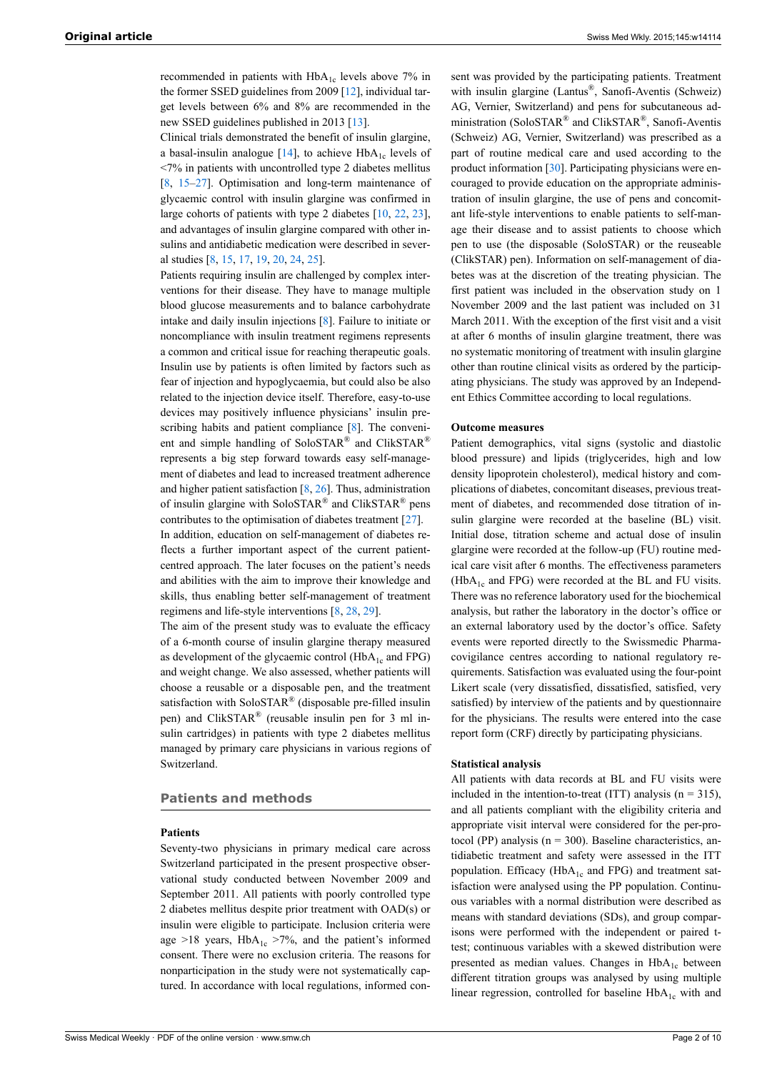recommended in patients with $HbA_{1c}$ levels above 7% in the former SSED guidelines from 2009 [12], individual target levels between 6% and 8% are recommended in the new SSED guidelines published in 2013 [13].

Clinical trials demonstrated the benefit of insulin glargine, a basal-insulin analogue [14], to achieve $HbA_{1c}$ levels of <7% in patients with uncontrolled type 2 diabetes mellitus [8, 15–27]. Optimisation and long-term maintenance of glycaemic control with insulin glargine was confirmed in large cohorts of patients with type 2 diabetes [10, 22, 23], and advantages of insulin glargine compared with other insulins and antidiabetic medication were described in several studies [8, 15, 17, 19, 20, 24, 25].

Patients requiring insulin are challenged by complex interventions for their disease. They have to manage multiple blood glucose measurements and to balance carbohydrate intake and daily insulin injections [8]. Failure to initiate or noncompliance with insulin treatment regimens represents a common and critical issue for reaching therapeutic goals. Insulin use by patients is often limited by factors such as fear of injection and hypoglycaemia, but could also be also related to the injection device itself. Therefore, easy-to-use devices may positively influence physicians' insulin prescribing habits and patient compliance [8]. The convenient and simple handling of SoloSTAR® and ClikSTAR® represents a big step forward towards easy self-management of diabetes and lead to increased treatment adherence and higher patient satisfaction [8, 26]. Thus, administration of insulin glargine with SoloSTAR® and ClikSTAR® pens contributes to the optimisation of diabetes treatment [27].

In addition, education on self-management of diabetes reflects a further important aspect of the current patient-centred approach. The later focuses on the patient's needs and abilities with the aim to improve their knowledge and skills, thus enabling better self-management of treatment regimens and life-style interventions [8, 28, 29].

The aim of the present study was to evaluate the efficacy of a 6-month course of insulin glargine therapy measured as development of the glycaemic control ($HbA_{1c}$ and FPG) and weight change. We also assessed, whether patients will choose a reusable or a disposable pen, and the treatment satisfaction with SoloSTAR® (disposable pre-filled insulin pen) and ClikSTAR® (reusable insulin pen for 3 ml insulin cartridges) in patients with type 2 diabetes mellitus managed by primary care physicians in various regions of Switzerland.

## Patients and methods

### Patients

Seventy-two physicians in primary medical care across Switzerland participated in the present prospective observational study conducted between November 2009 and September 2011. All patients with poorly controlled type 2 diabetes mellitus despite prior treatment with OAD(s) or insulin were eligible to participate. Inclusion criteria were age >18 years, $HbA_{1c}$ >7%, and the patient's informed consent. There were no exclusion criteria. The reasons for nonparticipation in the study were not systematically captured. In accordance with local regulations, informed consent was provided by the participating patients. Treatment with insulin glargine (Lantus®, Sanofi-Aventis (Schweiz) AG, Vernier, Switzerland) and pens for subcutaneous administration (SoloSTAR® and ClikSTAR®, Sanofi-Aventis (Schweiz) AG, Vernier, Switzerland) was prescribed as a part of routine medical care and used according to the product information [30]. Participating physicians were encouraged to provide education on the appropriate administration of insulin glargine, the use of pens and concomitant life-style interventions to enable patients to self-manage their disease and to assist patients to choose which pen to use (the disposable (SoloSTAR) or the reuseable (ClikSTAR) pen). Information on self-management of diabetes was at the discretion of the treating physician. The first patient was included in the observation study on 1 November 2009 and the last patient was included on 31 March 2011. With the exception of the first visit and a visit at after 6 months of insulin glargine treatment, there was no systematic monitoring of treatment with insulin glargine other than routine clinical visits as ordered by the participating physicians. The study was approved by an Independent Ethics Committee according to local regulations.

### Outcome measures

Patient demographics, vital signs (systolic and diastolic blood pressure) and lipids (triglycerides, high and low density lipoprotein cholesterol), medical history and complications of diabetes, concomitant diseases, previous treatment of diabetes, and recommended dose titration of insulin glargine were recorded at the baseline (BL) visit. Initial dose, titration scheme and actual dose of insulin glargine were recorded at the follow-up (FU) routine medical care visit after 6 months. The effectiveness parameters ($HbA_{1c}$ and FPG) were recorded at the BL and FU visits. There was no reference laboratory used for the biochemical analysis, but rather the laboratory in the doctor's office or an external laboratory used by the doctor's office. Safety events were reported directly to the Swissmedic Pharmacovigilance centres according to national regulatory requirements. Satisfaction was evaluated using the four-point Likert scale (very dissatisfied, dissatisfied, satisfied, very satisfied) by interview of the patients and by questionnaire for the physicians. The results were entered into the case report form (CRF) directly by participating physicians.

### Statistical analysis

All patients with data records at BL and FU visits were included in the intention-to-treat (ITT) analysis (n = 315), and all patients compliant with the eligibility criteria and appropriate visit interval were considered for the per-protocol (PP) analysis (n = 300). Baseline characteristics, antidiabetic treatment and safety were assessed in the ITT population. Efficacy ($HbA_{1c}$ and FPG) and treatment satisfaction were analysed using the PP population. Continuous variables with a normal distribution were described as means with standard deviations (SDs), and group comparisons were performed with the independent or paired t-test; continuous variables with a skewed distribution were presented as median values. Changes in $HbA_{1c}$ between different titration groups was analysed by using multiple linear regression, controlled for baseline $HbA_{1c}$ with and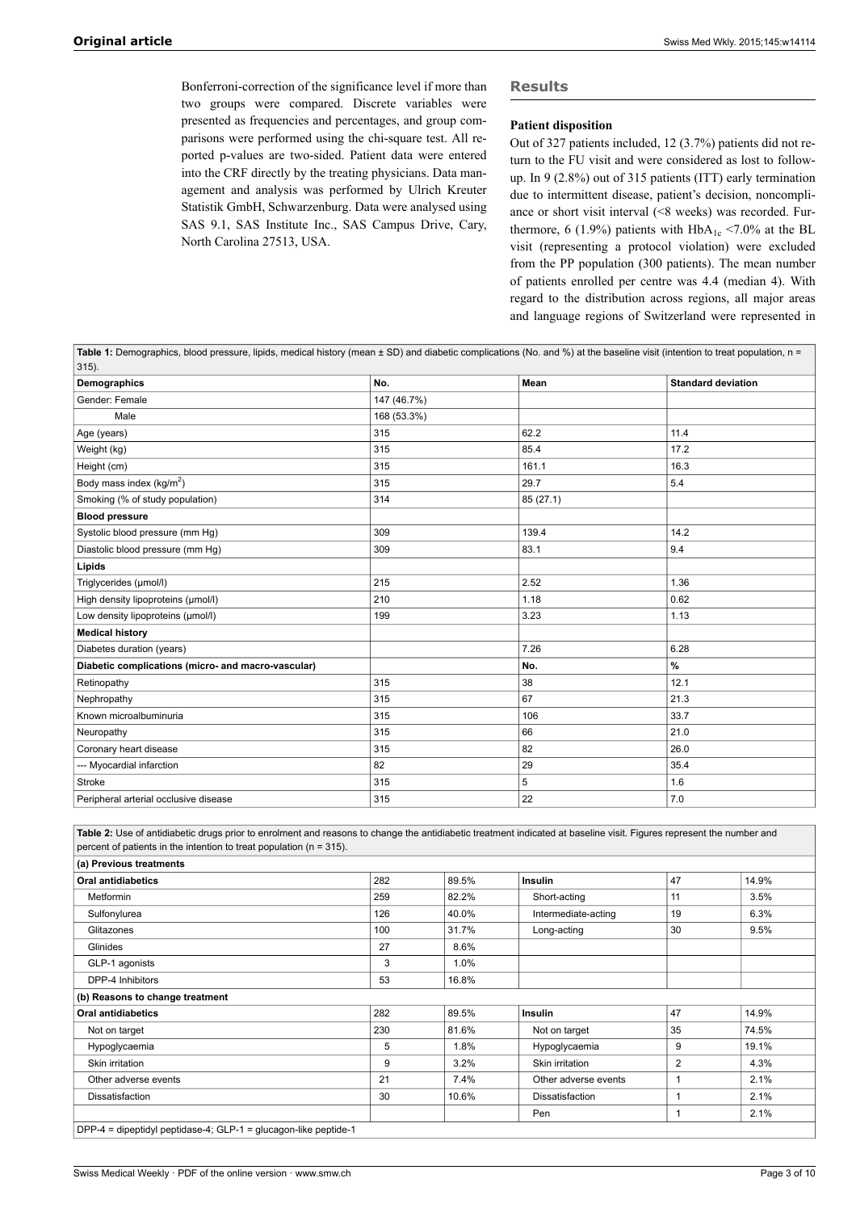Bonferroni-correction of the significance level if more than two groups were compared. Discrete variables were presented as frequencies and percentages, and group comparisons were performed using the chi-square test. All reported p-values are two-sided. Patient data were entered into the CRF directly by the treating physicians. Data management and analysis was performed by Ulrich Kreuter Statistik GmbH, Schwarzenburg. Data were analysed using SAS 9.1, SAS Institute Inc., SAS Campus Drive, Cary, North Carolina 27513, USA.

## Results

### Patient disposition

Out of 327 patients included, 12 (3.7%) patients did not return to the FU visit and were considered as lost to follow-up. In 9 (2.8%) out of 315 patients (ITT) early termination due to intermittent disease, patient's decision, noncompliance or short visit interval (<8 weeks) was recorded. Furthermore, 6 (1.9%) patients with $HbA_{1c}$ <7.0% at the BL visit (representing a protocol violation) were excluded from the PP population (300 patients). The mean number of patients enrolled per centre was 4.4 (median 4). With regard to the distribution across regions, all major areas and language regions of Switzerland were represented in

**Table 1:** Demographics, blood pressure, lipids, medical history (mean ± SD) and diabetic complications (No. and %) at the baseline visit (intention to treat population, n = 315).

| Demographics | No. | Mean | Standard deviation |
|---|---|---|---|
| Gender: Female | 147 (46.7%) | | |
| Male | 168 (53.3%) | | |
| Age (years) | 315 | 62.2 | 11.4 |
| Weight (kg) | 315 | 85.4 | 17.2 |
| Height (cm) | 315 | 161.1 | 16.3 |
| Body mass index (kg/m$^2$) | 315 | 29.7 | 5.4 |
| Smoking (% of study population) | 314 | 85 (27.1) | |
| **Blood pressure** | | | |
| Systolic blood pressure (mm Hg) | 309 | 139.4 | 14.2 |
| Diastolic blood pressure (mm Hg) | 309 | 83.1 | 9.4 |
| **Lipids** | | | |
| Triglycerides (µmol/l) | 215 | 2.52 | 1.36 |
| High density lipoproteins (µmol/l) | 210 | 1.18 | 0.62 |
| Low density lipoproteins (µmol/l) | 199 | 3.23 | 1.13 |
| **Medical history** | | | |
| Diabetes duration (years) | | 7.26 | 6.28 |
| **Diabetic complications (micro- and macro-vascular)** | | **No.** | **%** |
| Retinopathy | 315 | 38 | 12.1 |
| Nephropathy | 315 | 67 | 21.3 |
| Known microalbuminuria | 315 | 106 | 33.7 |
| Neuropathy | 315 | 66 | 21.0 |
| Coronary heart disease | 315 | 82 | 26.0 |
| --- Myocardial infarction | 82 | 29 | 35.4 |
| Stroke | 315 | 5 | 1.6 |
| Peripheral arterial occlusive disease | 315 | 22 | 7.0 |

**Table 2:** Use of antidiabetic drugs prior to enrolment and reasons to change the antidiabetic treatment indicated at baseline visit. Figures represent the number and percent of patients in the intention to treat population (n = 315).

| **(a) Previous treatments** | | | | | |
|---|---|---|---|---|---|
| **Oral antidiabetics** | 282 | 89.5% | **Insulin** | 47 | 14.9% |
| Metformin | 259 | 82.2% | Short-acting | 11 | 3.5% |
| Sulfonylurea | 126 | 40.0% | Intermediate-acting | 19 | 6.3% |
| Glitazones | 100 | 31.7% | Long-acting | 30 | 9.5% |
| Glinides | 27 | 8.6% | | | |
| GLP-1 agonists | 3 | 1.0% | | | |
| DPP-4 Inhibitors | 53 | 16.8% | | | |
| **(b) Reasons to change treatment** | | | | | |
| **Oral antidiabetics** | 282 | 89.5% | **Insulin** | 47 | 14.9% |
| Not on target | 230 | 81.6% | Not on target | 35 | 74.5% |
| Hypoglycaemia | 5 | 1.8% | Hypoglycaemia | 9 | 19.1% |
| Skin irritation | 9 | 3.2% | Skin irritation | 2 | 4.3% |
| Other adverse events | 21 | 7.4% | Other adverse events | 1 | 2.1% |
| Dissatisfaction | 30 | 10.6% | Dissatisfaction | 1 | 2.1% |
| | | | Pen | 1 | 2.1% |

DPP-4 = dipeptidyl peptidase-4; GLP-1 = glucagon-like peptide-1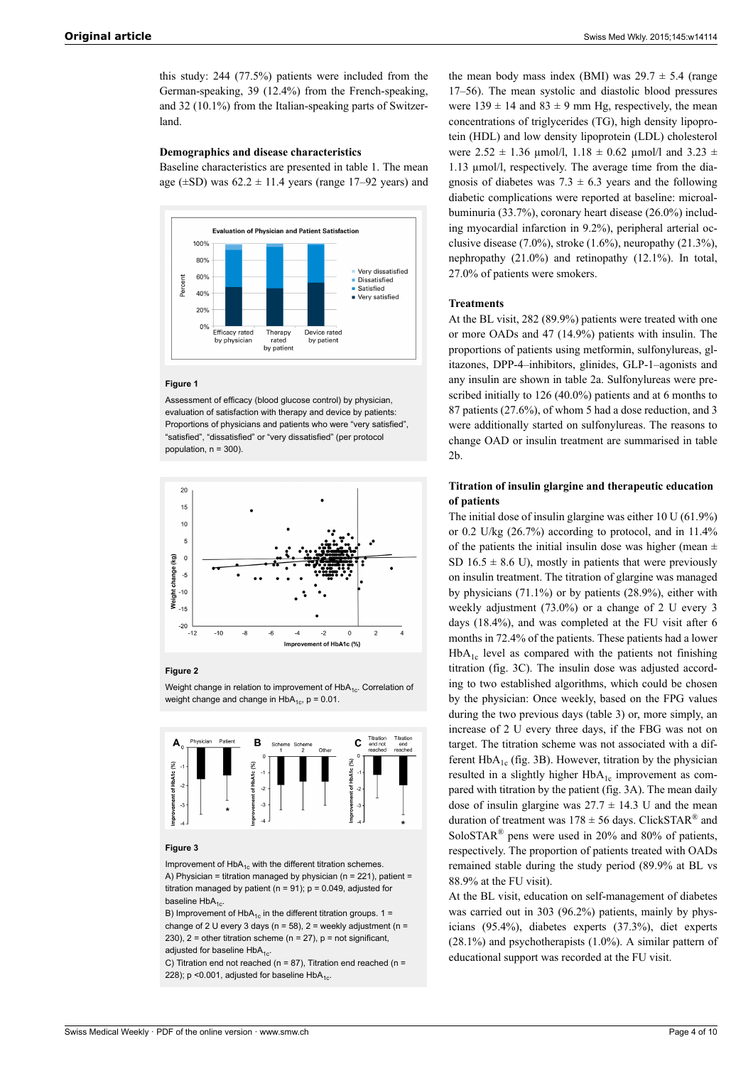this study: 244 (77.5%) patients were included from the German-speaking, 39 (12.4%) from the French-speaking, and 32 (10.1%) from the Italian-speaking parts of Switzerland.

### Demographics and disease characteristics

Baseline characteristics are presented in table 1. The mean age (±SD) was 62.2 ± 11.4 years (range 17–92 years) and the mean body mass index (BMI) was 29.7 ± 5.4 (range 17–56). The mean systolic and diastolic blood pressures were 139 ± 14 and 83 ± 9 mm Hg, respectively, the mean concentrations of triglycerides (TG), high density lipoprotein (HDL) and low density lipoprotein (LDL) cholesterol were 2.52 ± 1.36 µmol/l, 1.18 ± 0.62 µmol/l and 3.23 ± 1.13 µmol/l, respectively. The average time from the diagnosis of diabetes was 7.3 ± 6.3 years and the following diabetic complications were reported at baseline: microalbuminuria (33.7%), coronary heart disease (26.0%) including myocardial infarction in 9.2%), peripheral arterial occlusive disease (7.0%), stroke (1.6%), neuropathy (21.3%), nephropathy (21.0%) and retinopathy (12.1%). In total, 27.0% of patients were smokers.

**Figure 1**

Assessment of efficacy (blood glucose control) by physician, evaluation of satisfaction with therapy and device by patients: Proportions of physicians and patients who were "very satisfied", "satisfied", "dissatisfied" or "very dissatisfied" (per protocol population, n = 300).

**Figure 2**

Weight change in relation to improvement of $HbA_{1c}$. Correlation of weight change and change in $HbA_{1c}$, p = 0.01.

**Figure 3**

Improvement of $HbA_{1c}$ with the different titration schemes.
A) Physician = titration managed by physician (n = 221), patient = titration managed by patient (n = 91); p = 0.049, adjusted for baseline $HbA_{1c}$.
B) Improvement of $HbA_{1c}$ in the different titration groups. 1 = change of 2 U every 3 days (n = 58), 2 = weekly adjustment (n = 230), 2 = other titration scheme (n = 27), p = not significant, adjusted for baseline $HbA_{1c}$.
C) Titration end not reached (n = 87), Titration end reached (n = 228); p <0.001, adjusted for baseline $HbA_{1c}$.

### Treatments

At the BL visit, 282 (89.9%) patients were treated with one or more OADs and 47 (14.9%) patients with insulin. The proportions of patients using metformin, sulfonylureas, glitazones, DPP-4–inhibitors, glinides, GLP-1–agonists and any insulin are shown in table 2a. Sulfonylureas were prescribed initially to 126 (40.0%) patients and at 6 months to 87 patients (27.6%), of whom 5 had a dose reduction, and 3 were additionally started on sulfonylureas. The reasons to change OAD or insulin treatment are summarised in table 2b.

### Titration of insulin glargine and therapeutic education of patients

The initial dose of insulin glargine was either 10 U (61.9%) or 0.2 U/kg (26.7%) according to protocol, and in 11.4% of the patients the initial insulin dose was higher (mean ± SD 16.5 ± 8.6 U), mostly in patients that were previously on insulin treatment. The titration of glargine was managed by physicians (71.1%) or by patients (28.9%), either with weekly adjustment (73.0%) or a change of 2 U every 3 days (18.4%), and was completed at the FU visit after 6 months in 72.4% of the patients. These patients had a lower $HbA_{1c}$ level as compared with the patients not finishing titration (fig. 3C). The insulin dose was adjusted according to two established algorithms, which could be chosen by the physician: Once weekly, based on the FPG values during the two previous days (table 3) or, more simply, an increase of 2 U every three days, if the FBG was not on target. The titration scheme was not associated with a different $HbA_{1c}$ (fig. 3B). However, titration by the physician resulted in a slightly higher $HbA_{1c}$ improvement as compared with titration by the patient (fig. 3A). The mean daily dose of insulin glargine was 27.7 ± 14.3 U and the mean duration of treatment was 178 ± 56 days. ClickSTAR® and SoloSTAR® pens were used in 20% and 80% of patients, respectively. The proportion of patients treated with OADs remained stable during the study period (89.9% at BL vs 88.9% at the FU visit).

At the BL visit, education on self-management of diabetes was carried out in 303 (96.2%) patients, mainly by physicians (95.4%), diabetes experts (37.3%), diet experts (28.1%) and psychotherapists (1.0%). A similar pattern of educational support was recorded at the FU visit.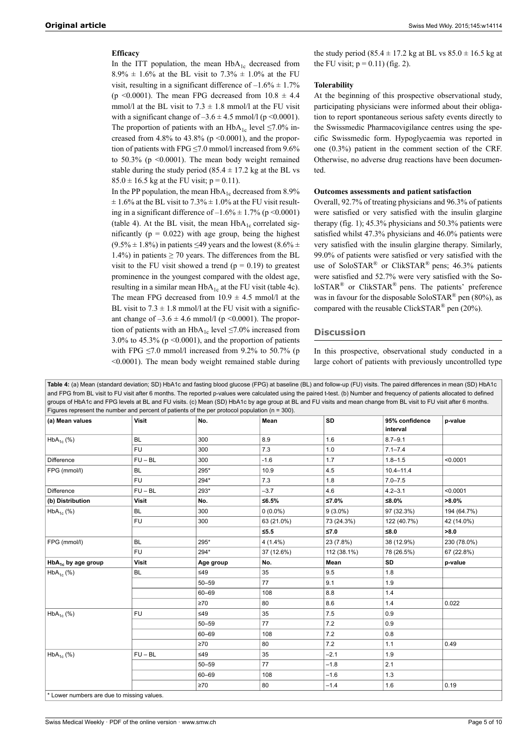### Efficacy

In the ITT population, the mean $HbA_{1c}$ decreased from 8.9% ± 1.6% at the BL visit to 7.3% ± 1.0% at the FU visit, resulting in a significant difference of –1.6% ± 1.7% ($p < 0.0001$). The mean FPG decreased from 10.8 ± 4.4 mmol/l at the BL visit to 7.3 ± 1.8 mmol/l at the FU visit with a significant change of –3.6 ± 4.5 mmol/l ($p < 0.0001$). The proportion of patients with an $HbA_{1c}$ level ≤7.0% increased from 4.8% to 43.8% ($p < 0.0001$), and the proportion of patients with FPG ≤7.0 mmol/l increased from 9.6% to 50.3% ($p < 0.0001$). The mean body weight remained stable during the study period (85.4 ± 17.2 kg at the BL vs 85.0 ± 16.5 kg at the FU visit; $p = 0.11$).

In the PP population, the mean $HbA_{1c}$ decreased from 8.9% ± 1.6% at the BL visit to 7.3% ± 1.0% at the FU visit resulting in a significant difference of –1.6% ± 1.7% ($p < 0.0001$) (table 4). At the BL visit, the mean $HbA_{1c}$ correlated significantly ($p = 0.022$) with age group, being the highest (9.5% ± 1.8%) in patients ≤49 years and the lowest (8.6% ± 1.4%) in patients ≥ 70 years. The differences from the BL visit to the FU visit showed a trend ($p = 0.19$) to greatest prominence in the youngest compared with the oldest age, resulting in a similar mean $HbA_{1c}$ at the FU visit (table 4c). The mean FPG decreased from 10.9 ± 4.5 mmol/l at the BL visit to 7.3 ± 1.8 mmol/l at the FU visit with a significant change of –3.6 ± 4.6 mmol/l ($p < 0.0001$). The proportion of patients with an $HbA_{1c}$ level ≤7.0% increased from 3.0% to 45.3% ($p < 0.0001$), and the proportion of patients with FPG ≤7.0 mmol/l increased from 9.2% to 50.7% ($p < 0.0001$). The mean body weight remained stable during the study period (85.4 ± 17.2 kg at BL vs 85.0 ± 16.5 kg at the FU visit; $p = 0.11$) (fig. 2).

### Tolerability

At the beginning of this prospective observational study, participating physicians were informed about their obligation to report spontaneous serious safety events directly to the Swissmedic Pharmacovigilance centres using the specific Swissmedic form. Hypoglycaemia was reported in one (0.3%) patient in the comment section of the CRF. Otherwise, no adverse drug reactions have been documented.

### Outcomes assessments and patient satisfaction

Overall, 92.7% of treating physicians and 96.3% of patients were satisfied or very satisfied with the insulin glargine therapy (fig. 1); 45.3% physicians and 50.3% patients were satisfied whilst 47.3% physicians and 46.0% patients were very satisfied with the insulin glargine therapy. Similarly, 99.0% of patients were satisfied or very satisfied with the use of SoloSTAR® or ClikSTAR® pens; 46.3% patients were satisfied and 52.7% were very satisfied with the SoloSTAR® or ClikSTAR® pens. The patients' preference was in favour for the disposable SoloSTAR® pen (80%), as compared with the reusable ClickSTAR® pen (20%).

## Discussion

In this prospective, observational study conducted in a large cohort of patients with previously uncontrolled type

**Table 4:** (a) Mean (standard deviation; SD) HbA1c and fasting blood glucose (FPG) at baseline (BL) and follow-up (FU) visits. The paired differences in mean (SD) HbA1c and FPG from BL visit to FU visit after 6 months. The reported p-values were calculated using the paired t-test. (b) Number and frequency of patients allocated to defined groups of HbA1c and FPG levels at BL and FU visits. (c) Mean (SD) HbA1c by age group at BL and FU visits and mean change from BL visit to FU visit after 6 months. Figures represent the number and percent of patients of the per protocol population (n = 300).

| (a) Mean values | Visit | No. | Mean | SD | 95% confidence interval | p-value |
|---|---|---|---|---|---|---|
| $HbA_{1c}$ (%) | BL | 300 | 8.9 | 1.6 | 8.7–9.1 | |
| | FU | 300 | 7.3 | 1.0 | 7.1–7.4 | |
| Difference | FU – BL | 300 | -1.6 | 1.7 | 1.8–1.5 | <0.0001 |
| FPG (mmol/l) | BL | 295* | 10.9 | 4.5 | 10.4–11.4 | |
| | FU | 294* | 7.3 | 1.8 | 7.0–7.5 | |
| Difference | FU – BL | 293* | –3.7 | 4.6 | 4.2–3.1 | <0.0001 |
| **(b) Distribution** | **Visit** | **No.** | **≤6.5%** | **≤7.0%** | **≤8.0%** | **>8.0%** |
| $HbA_{1c}$ (%) | BL | 300 | 0 (0.0%) | 9 (3.0%) | 97 (32.3%) | 194 (64.7%) |
| | FU | 300 | 63 (21.0%) | 73 (24.3%) | 122 (40.7%) | 42 (14.0%) |
| | | | **≤5.5** | **≤7.0** | **≤8.0** | **>8.0** |
| FPG (mmol/l) | BL | 295* | 4 (1.4%) | 23 (7.8%) | 38 (12.9%) | 230 (78.0%) |
| | FU | 294* | 37 (12.6%) | 112 (38.1%) | 78 (26.5%) | 67 (22.8%) |
| **$HbA_{1c}$ by age group** | **Visit** | **Age group** | **No.** | **Mean** | **SD** | **p-value** |
| $HbA_{1c}$ (%) | BL | ≤49 | 35 | 9.5 | 1.8 | |
| | | 50–59 | 77 | 9.1 | 1.9 | |
| | | 60–69 | 108 | 8.8 | 1.4 | |
| | | ≥70 | 80 | 8.6 | 1.4 | 0.022 |
| $HbA_{1c}$ (%) | FU | ≤49 | 35 | 7.5 | 0.9 | |
| | | 50–59 | 77 | 7.2 | 0.9 | |
| | | 60–69 | 108 | 7.2 | 0.8 | |
| | | ≥70 | 80 | 7.2 | 1.1 | 0.49 |
| $HbA_{1c}$ (%) | FU – BL | ≤49 | 35 | –2.1 | 1.9 | |
| | | 50–59 | 77 | –1.8 | 2.1 | |
| | | 60–69 | 108 | –1.6 | 1.3 | |
| | | ≥70 | 80 | –1.4 | 1.6 | 0.19 |

\* Lower numbers are due to missing values.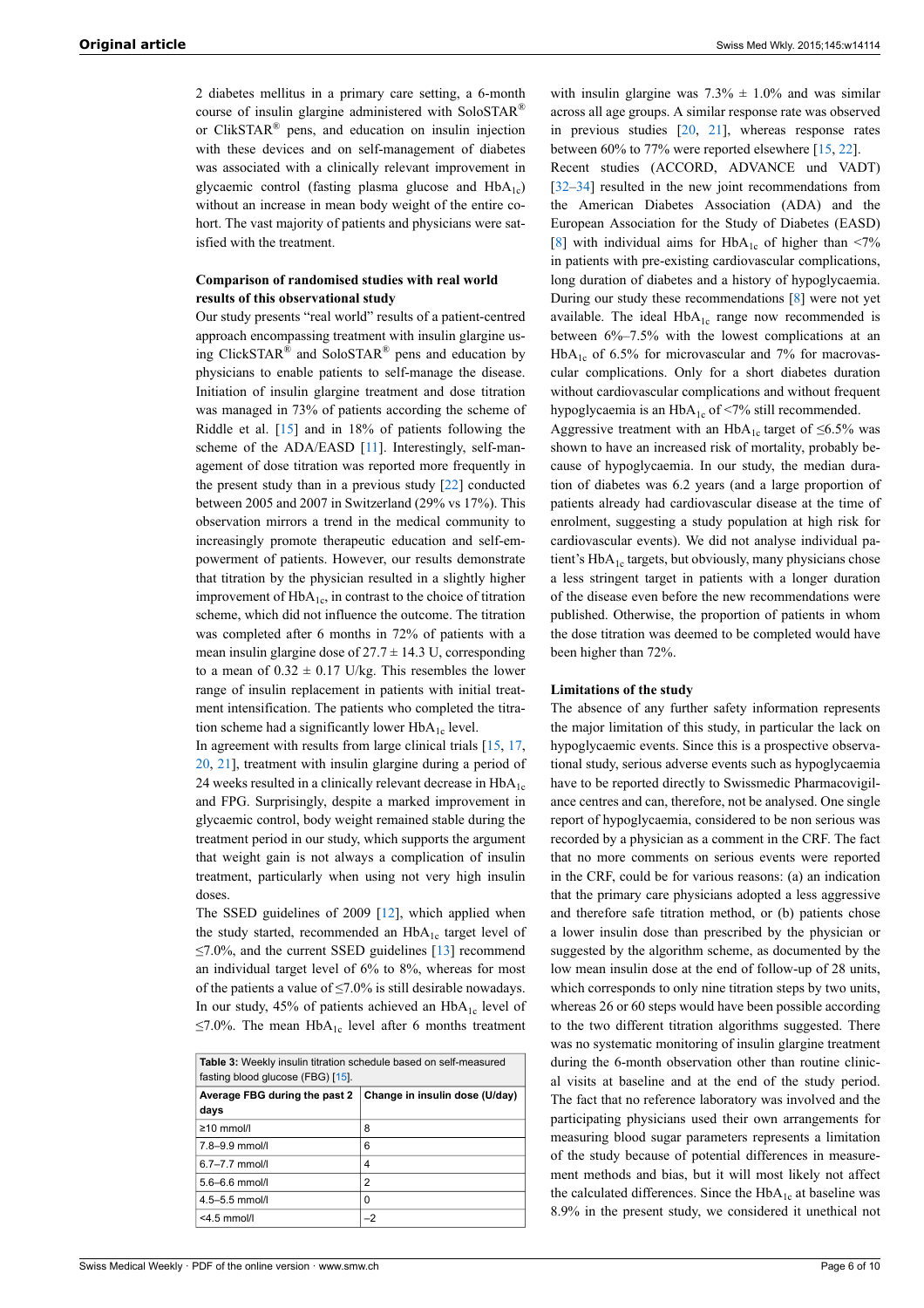2 diabetes mellitus in a primary care setting, a 6-month course of insulin glargine administered with SoloSTAR® or ClikSTAR® pens, and education on insulin injection with these devices and on self-management of diabetes was associated with a clinically relevant improvement in glycaemic control (fasting plasma glucose and $HbA_{1c}$) without an increase in mean body weight of the entire cohort. The vast majority of patients and physicians were satisfied with the treatment.

### Comparison of randomised studies with real world results of this observational study

Our study presents "real world" results of a patient-centred approach encompassing treatment with insulin glargine using ClickSTAR® and SoloSTAR® pens and education by physicians to enable patients to self-manage the disease. Initiation of insulin glargine treatment and dose titration was managed in 73% of patients according the scheme of Riddle et al. [15] and in 18% of patients following the scheme of the ADA/EASD [11]. Interestingly, self-management of dose titration was reported more frequently in the present study than in a previous study [22] conducted between 2005 and 2007 in Switzerland (29% vs 17%). This observation mirrors a trend in the medical community to increasingly promote therapeutic education and self-empowerment of patients. However, our results demonstrate that titration by the physician resulted in a slightly higher improvement of $HbA_{1c}$, in contrast to the choice of titration scheme, which did not influence the outcome. The titration was completed after 6 months in 72% of patients with a mean insulin glargine dose of 27.7 ± 14.3 U, corresponding to a mean of 0.32 ± 0.17 U/kg. This resembles the lower range of insulin replacement in patients with initial treatment intensification. The patients who completed the titration scheme had a significantly lower $HbA_{1c}$ level.

In agreement with results from large clinical trials [15, 17, 20, 21], treatment with insulin glargine during a period of 24 weeks resulted in a clinically relevant decrease in $HbA_{1c}$ and FPG. Surprisingly, despite a marked improvement in glycaemic control, body weight remained stable during the treatment period in our study, which supports the argument that weight gain is not always a complication of insulin treatment, particularly when using not very high insulin doses.

The SSED guidelines of 2009 [12], which applied when the study started, recommended an $HbA_{1c}$ target level of ≤7.0%, and the current SSED guidelines [13] recommend an individual target level of 6% to 8%, whereas for most of the patients a value of ≤7.0% is still desirable nowadays. In our study, 45% of patients achieved an $HbA_{1c}$ level of ≤7.0%. The mean $HbA_{1c}$ level after 6 months treatment with insulin glargine was 7.3% ± 1.0% and was similar across all age groups. A similar response rate was observed in previous studies [20, 21], whereas response rates between 60% to 77% were reported elsewhere [15, 22].

Recent studies (ACCORD, ADVANCE und VADT) [32–34] resulted in the new joint recommendations from the American Diabetes Association (ADA) and the European Association for the Study of Diabetes (EASD) [8] with individual aims for $HbA_{1c}$ of higher than <7% in patients with pre-existing cardiovascular complications, long duration of diabetes and a history of hypoglycaemia. During our study these recommendations [8] were not yet available. The ideal $HbA_{1c}$ range now recommended is between 6%–7.5% with the lowest complications at an $HbA_{1c}$ of 6.5% for microvascular and 7% for macrovascular complications. Only for a short diabetes duration without cardiovascular complications and without frequent hypoglycaemia is an $HbA_{1c}$ of <7% still recommended.

Aggressive treatment with an $HbA_{1c}$ target of ≤6.5% was shown to have an increased risk of mortality, probably because of hypoglycaemia. In our study, the median duration of diabetes was 6.2 years (and a large proportion of patients already had cardiovascular disease at the time of enrolment, suggesting a study population at high risk for cardiovascular events). We did not analyse individual patient's $HbA_{1c}$ targets, but obviously, many physicians chose a less stringent target in patients with a longer duration of the disease even before the new recommendations were published. Otherwise, the proportion of patients in whom the dose titration was deemed to be completed would have been higher than 72%.

### Limitations of the study

The absence of any further safety information represents the major limitation of this study, in particular the lack on hypoglycaemic events. Since this is a prospective observational study, serious adverse events such as hypoglycaemia have to be reported directly to Swissmedic Pharmacovigilance centres and can, therefore, not be analysed. One single report of hypoglycaemia, considered to be non serious was recorded by a physician as a comment in the CRF. The fact that no more comments on serious events were reported in the CRF, could be for various reasons: (a) an indication that the primary care physicians adopted a less aggressive and therefore safe titration method, or (b) patients chose a lower insulin dose than prescribed by the physician or suggested by the algorithm scheme, as documented by the low mean insulin dose at the end of follow-up of 28 units, which corresponds to only nine titration steps by two units, whereas 26 or 60 steps would have been possible according to the two different titration algorithms suggested. There was no systematic monitoring of insulin glargine treatment during the 6-month observation other than routine clinical visits at baseline and at the end of the study period. The fact that no reference laboratory was involved and the participating physicians used their own arrangements for measuring blood sugar parameters represents a limitation of the study because of potential differences in measurement methods and bias, but it will most likely not affect the calculated differences. Since the $HbA_{1c}$ at baseline was 8.9% in the present study, we considered it unethical not

**Table 3:** Weekly insulin titration schedule based on self-measured fasting blood glucose (FBG) [15].

| Average FBG during the past 2 days | Change in insulin dose (U/day) |
|---|---|
| ≥10 mmol/l | 8 |
| 7.8–9.9 mmol/l | 6 |
| 6.7–7.7 mmol/l | 4 |
| 5.6–6.6 mmol/l | 2 |
| 4.5–5.5 mmol/l | 0 |
| <4.5 mmol/l | –2 |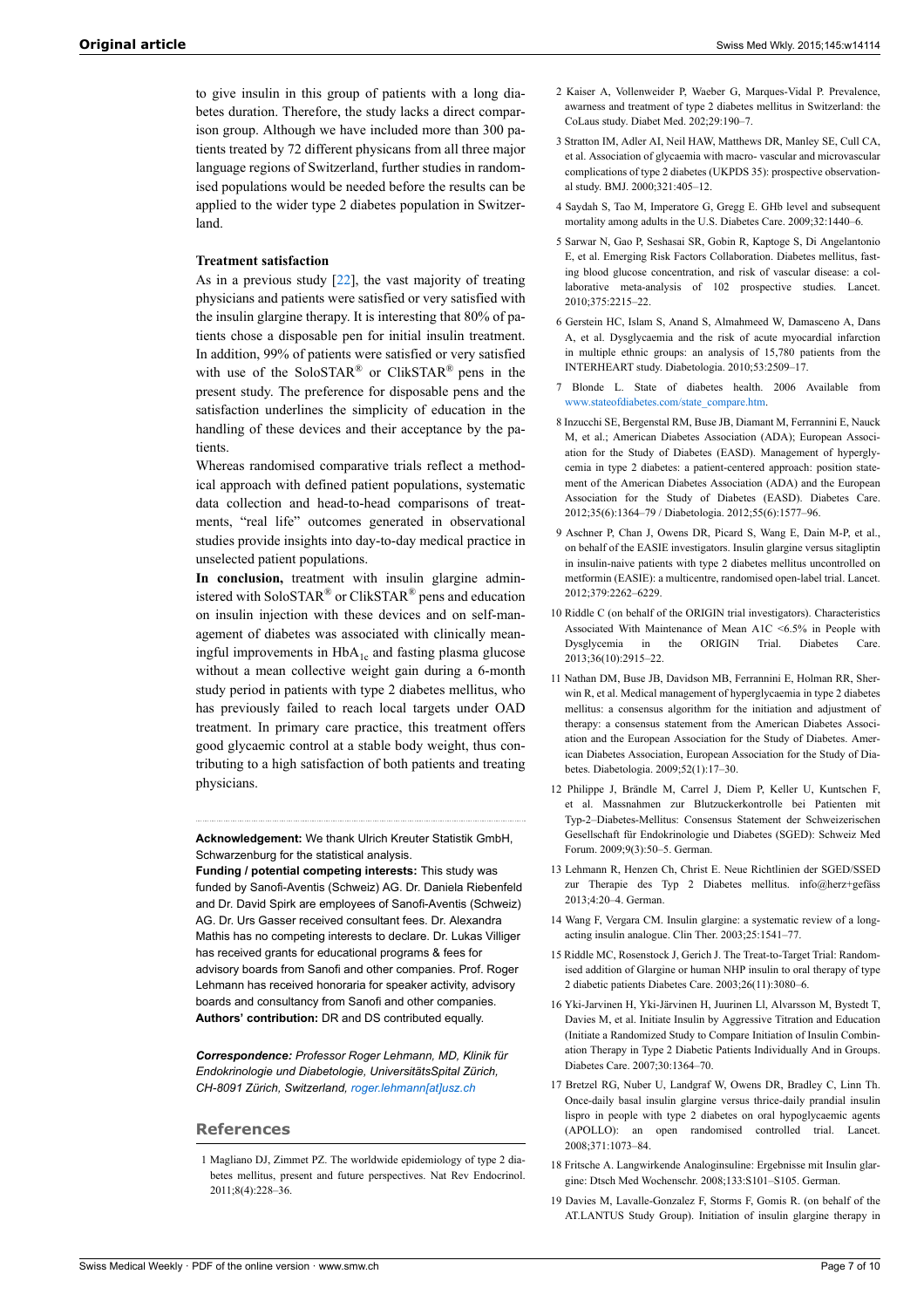to give insulin in this group of patients with a long diabetes duration. Therefore, the study lacks a direct comparison group. Although we have included more than 300 patients treated by 72 different physicans from all three major language regions of Switzerland, further studies in randomised populations would be needed before the results can be applied to the wider type 2 diabetes population in Switzerland.

### Treatment satisfaction

As in a previous study [22], the vast majority of treating physicians and patients were satisfied or very satisfied with the insulin glargine therapy. It is interesting that 80% of patients chose a disposable pen for initial insulin treatment. In addition, 99% of patients were satisfied or very satisfied with use of the SoloSTAR® or ClikSTAR® pens in the present study. The preference for disposable pens and the satisfaction underlines the simplicity of education in the handling of these devices and their acceptance by the patients.

Whereas randomised comparative trials reflect a methodical approach with defined patient populations, systematic data collection and head-to-head comparisons of treatments, "real life" outcomes generated in observational studies provide insights into day-to-day medical practice in unselected patient populations.

**In conclusion,** treatment with insulin glargine administered with SoloSTAR® or ClikSTAR® pens and education on insulin injection with these devices and on self-management of diabetes was associated with clinically meaningful improvements in $HbA_{1c}$ and fasting plasma glucose without a mean collective weight gain during a 6-month study period in patients with type 2 diabetes mellitus, who has previously failed to reach local targets under OAD treatment. In primary care practice, this treatment offers good glycaemic control at a stable body weight, thus contributing to a high satisfaction of both patients and treating physicians.

**Acknowledgement:** We thank Ulrich Kreuter Statistik GmbH, Schwarzenburg for the statistical analysis.

**Funding / potential competing interests:** This study was funded by Sanofi-Aventis (Schweiz) AG. Dr. Daniela Riebenfeld and Dr. David Spirk are employees of Sanofi-Aventis (Schweiz) AG. Dr. Urs Gasser received consultant fees. Dr. Alexandra Mathis has no competing interests to declare. Dr. Lukas Villiger has received grants for educational programs & fees for advisory boards from Sanofi and other companies. Prof. Roger Lehmann has received honoraria for speaker activity, advisory boards and consultancy from Sanofi and other companies.

**Authors' contribution:** DR and DS contributed equally.

***Correspondence:*** *Professor Roger Lehmann, MD, Klinik für Endokrinologie und Diabetologie, UniversitätsSpital Zürich, CH-8091 Zürich, Switzerland, roger.lehmann[at]usz.ch*

## References

1 Magliano DJ, Zimmet PZ. The worldwide epidemiology of type 2 diabetes mellitus, present and future perspectives. Nat Rev Endocrinol. 2011;8(4):228–36.

2 Kaiser A, Vollenweider P, Waeber G, Marques-Vidal P. Prevalence, awarness and treatment of type 2 diabetes mellitus in Switzerland: the CoLaus study. Diabet Med. 202;29:190–7.

3 Stratton IM, Adler AI, Neil HAW, Matthews DR, Manley SE, Cull CA, et al. Association of glycaemia with macro- vascular and microvascular complications of type 2 diabetes (UKPDS 35): prospective observational study. BMJ. 2000;321:405–12.

4 Saydah S, Tao M, Imperatore G, Gregg E. GHb level and subsequent mortality among adults in the U.S. Diabetes Care. 2009;32:1440–6.

5 Sarwar N, Gao P, Seshasai SR, Gobin R, Kaptoge S, Di Angelantonio E, et al. Emerging Risk Factors Collaboration. Diabetes mellitus, fasting blood glucose concentration, and risk of vascular disease: a collaborative meta-analysis of 102 prospective studies. Lancet. 2010;375:2215–22.

6 Gerstein HC, Islam S, Anand S, Almahmeed W, Damasceno A, Dans A, et al. Dysglycaemia and the risk of acute myocardial infarction in multiple ethnic groups: an analysis of 15,780 patients from the INTERHEART study. Diabetologia. 2010;53:2509–17.

7 Blonde L. State of diabetes health. 2006 Available from www.stateofdiabetes.com/state_compare.htm.

8 Inzucchi SE, Bergenstal RM, Buse JB, Diamant M, Ferrannini E, Nauck M, et al.; American Diabetes Association (ADA); European Association for the Study of Diabetes (EASD). Management of hyperglycemia in type 2 diabetes: a patient-centered approach: position statement of the American Diabetes Association (ADA) and the European Association for the Study of Diabetes (EASD). Diabetes Care. 2012;35(6):1364–79 / Diabetologia. 2012;55(6):1577–96.

9 Aschner P, Chan J, Owens DR, Picard S, Wang E, Dain M-P, et al., on behalf of the EASIE investigators. Insulin glargine versus sitagliptin in insulin-naive patients with type 2 diabetes mellitus uncontrolled on metformin (EASIE): a multicentre, randomised open-label trial. Lancet. 2012;379:2262–6229.

10 Riddle C (on behalf of the ORIGIN trial investigators). Characteristics Associated With Maintenance of Mean A1C <6.5% in People with Dysglycemia in the ORIGIN Trial. Diabetes Care. 2013;36(10):2915–22.

11 Nathan DM, Buse JB, Davidson MB, Ferrannini E, Holman RR, Sherwin R, et al. Medical management of hyperglycaemia in type 2 diabetes mellitus: a consensus algorithm for the initiation and adjustment of therapy: a consensus statement from the American Diabetes Association and the European Association for the Study of Diabetes. American Diabetes Association, European Association for the Study of Diabetes. Diabetologia. 2009;52(1):17–30.

12 Philippe J, Brändle M, Carrel J, Diem P, Keller U, Kuntschen F, et al. Massnahmen zur Blutzuckerkontrolle bei Patienten mit Typ-2–Diabetes-Mellitus: Consensus Statement der Schweizerischen Gesellschaft für Endokrinologie und Diabetes (SGED): Schweiz Med Forum. 2009;9(3):50–5. German.

13 Lehmann R, Henzen Ch, Christ E. Neue Richtlinien der SGED/SSED zur Therapie des Typ 2 Diabetes mellitus. info@herz+gefäss 2013;4:20–4. German.

14 Wang F, Vergara CM. Insulin glargine: a systematic review of a long-acting insulin analogue. Clin Ther. 2003;25:1541–77.

15 Riddle MC, Rosenstock J, Gerich J. The Treat-to-Target Trial: Randomised addition of Glargine or human NHP insulin to oral therapy of type 2 diabetic patients Diabetes Care. 2003;26(11):3080–6.

16 Yki-Jarvinen H, Yki-Järvinen H, Juurinen Ll, Alvarsson M, Bystedt T, Davies M, et al. Initiate Insulin by Aggressive Titration and Education (Initiate a Randomized Study to Compare Initiation of Insulin Combination Therapy in Type 2 Diabetic Patients Individually And in Groups. Diabetes Care. 2007;30:1364–70.

17 Bretzel RG, Nuber U, Landgraf W, Owens DR, Bradley C, Linn Th. Once-daily basal insulin glargine versus thrice-daily prandial insulin lispro in people with type 2 diabetes on oral hypoglycaemic agents (APOLLO): an open randomised controlled trial. Lancet. 2008;371:1073–84.

18 Fritsche A. Langwirkende Analoginsuline: Ergebnisse mit Insulin glargine: Dtsch Med Wochenschr. 2008;133:S101–S105. German.

19 Davies M, Lavalle-Gonzalez F, Storms F, Gomis R. (on behalf of the AT.LANTUS Study Group). Initiation of insulin glargine therapy in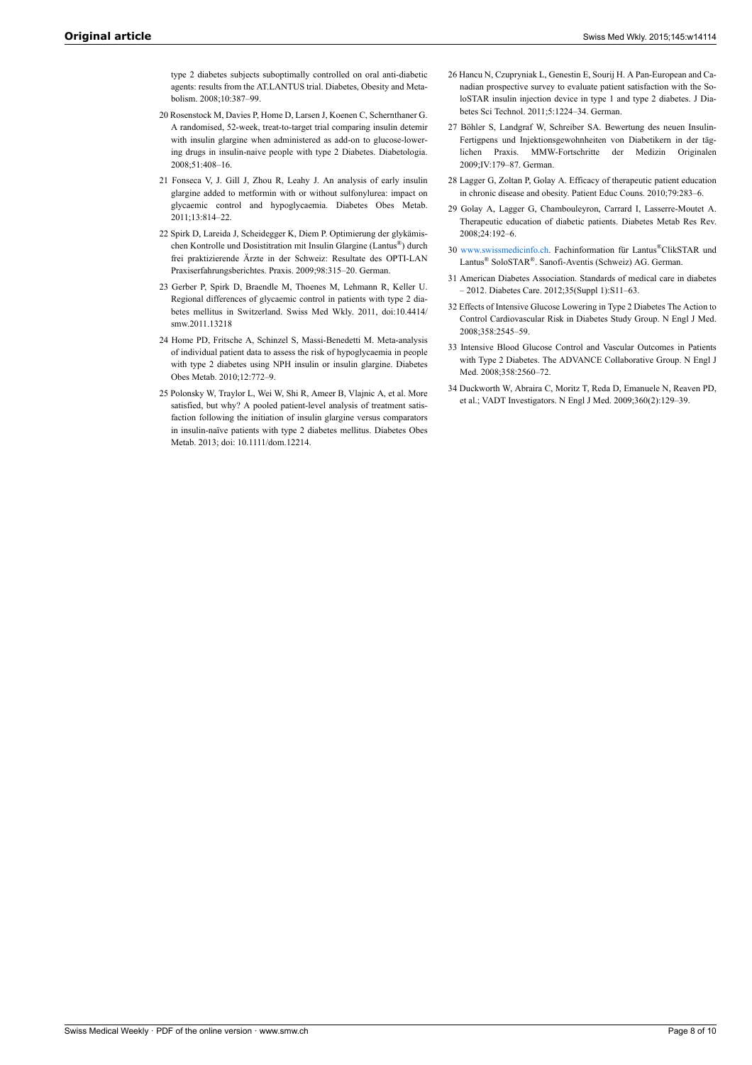type 2 diabetes subjects suboptimally controlled on oral anti-diabetic agents: results from the AT.LANTUS trial. Diabetes, Obesity and Metabolism. 2008;10:387–99.

20 Rosenstock M, Davies P, Home D, Larsen J, Koenen C, Schernthaner G. A randomised, 52-week, treat-to-target trial comparing insulin detemir with insulin glargine when administered as add-on to glucose-lowering drugs in insulin-naive people with type 2 Diabetes. Diabetologia. 2008;51:408–16.

21 Fonseca V, J. Gill J, Zhou R, Leahy J. An analysis of early insulin glargine added to metformin with or without sulfonylurea: impact on glycaemic control and hypoglycaemia. Diabetes Obes Metab. 2011;13:814–22.

22 Spirk D, Lareida J, Scheidegger K, Diem P. Optimierung der glykämischen Kontrolle und Dosistitration mit Insulin Glargine (Lantus®) durch frei praktizierende Ärzte in der Schweiz: Resultate des OPTI-LAN Praxiserfahrungsberichtes. Praxis. 2009;98:315–20. German.

23 Gerber P, Spirk D, Braendle M, Thoenes M, Lehmann R, Keller U. Regional differences of glycaemic control in patients with type 2 diabetes mellitus in Switzerland. Swiss Med Wkly. 2011, doi:10.4414/smw.2011.13218

24 Home PD, Fritsche A, Schinzel S, Massi-Benedetti M. Meta-analysis of individual patient data to assess the risk of hypoglycaemia in people with type 2 diabetes using NPH insulin or insulin glargine. Diabetes Obes Metab. 2010;12:772–9.

25 Polonsky W, Traylor L, Wei W, Shi R, Ameer B, Vlajnic A, et al. More satisfied, but why? A pooled patient-level analysis of treatment satisfaction following the initiation of insulin glargine versus comparators in insulin-naïve patients with type 2 diabetes mellitus. Diabetes Obes Metab. 2013; doi: 10.1111/dom.12214.

26 Hancu N, Czupryniak L, Genestin E, Sourij H. A Pan-European and Canadian prospective survey to evaluate patient satisfaction with the SoloSTAR insulin injection device in type 1 and type 2 diabetes. J Diabetes Sci Technol. 2011;5:1224–34. German.

27 Böhler S, Landgraf W, Schreiber SA. Bewertung des neuen Insulin-Fertigpens und Injektionsgewohnheiten von Diabetikern in der täglichen Praxis. MMW-Fortschritte der Medizin Originalen 2009;IV:179–87. German.

28 Lagger G, Zoltan P, Golay A. Efficacy of therapeutic patient education in chronic disease and obesity. Patient Educ Couns. 2010;79:283–6.

29 Golay A, Lagger G, Chambouleyron, Carrard I, Lasserre-Moutet A. Therapeutic education of diabetic patients. Diabetes Metab Res Rev. 2008;24:192–6.

30 www.swissmedicinfo.ch. Fachinformation für Lantus®ClikSTAR und Lantus® SoloSTAR®. Sanofi-Aventis (Schweiz) AG. German.

31 American Diabetes Association. Standards of medical care in diabetes – 2012. Diabetes Care. 2012;35(Suppl 1):S11–63.

32 Effects of Intensive Glucose Lowering in Type 2 Diabetes The Action to Control Cardiovascular Risk in Diabetes Study Group. N Engl J Med. 2008;358:2545–59.

33 Intensive Blood Glucose Control and Vascular Outcomes in Patients with Type 2 Diabetes. The ADVANCE Collaborative Group. N Engl J Med. 2008;358:2560–72.

34 Duckworth W, Abraira C, Moritz T, Reda D, Emanuele N, Reaven PD, et al.; VADT Investigators. N Engl J Med. 2009;360(2):129–39.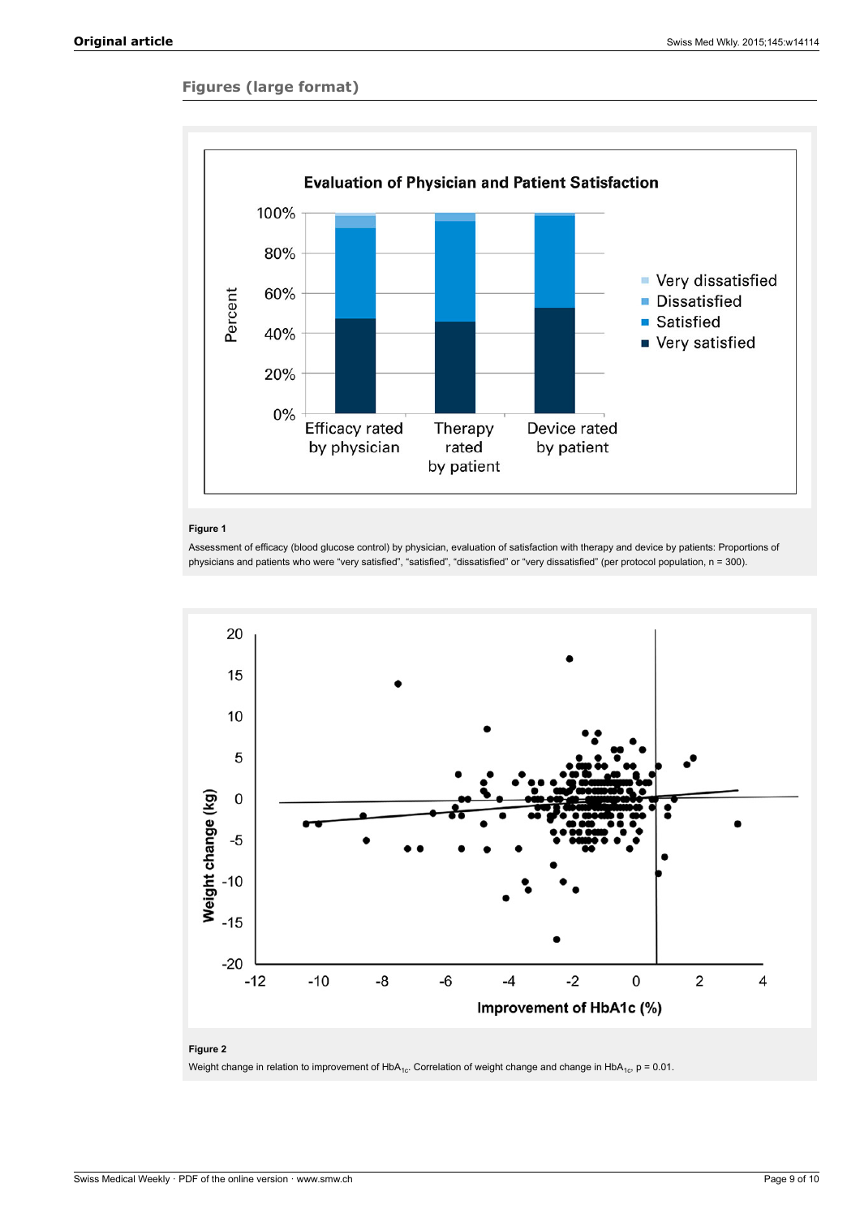## Figures (large format)

**Figure 1**

Assessment of efficacy (blood glucose control) by physician, evaluation of satisfaction with therapy and device by patients: Proportions of physicians and patients who were "very satisfied", "satisfied", "dissatisfied" or "very dissatisfied" (per protocol population, n = 300).

**Figure 2**

Weight change in relation to improvement of $HbA_{1c}$. Correlation of weight change and change in $HbA_{1c}$, $p = 0.01$.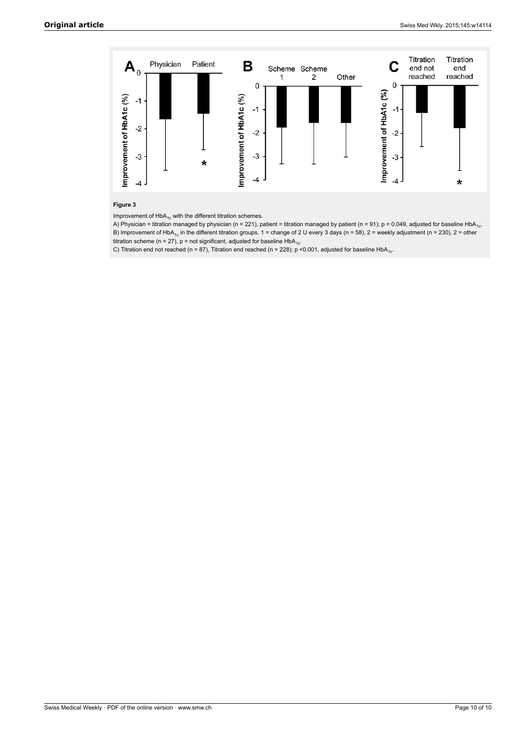A
Physician Patient
0
-1
-2
-3
-4
Improvement of HbA1c (%)
*

B
Scheme 1 Scheme 2 Other
0
-1
-2
-3
-4
Improvement of HbA1c (%)

C
Titration end not reached Titration end reached
0
-1
-2
-3
-4
Improvement of HbA1c (%)
*

**Figure 3**

Improvement of $HbA_{1c}$ with the different titration schemes.

A) Physician = titration managed by physician (n = 221), patient = titration managed by patient (n = 91); p = 0.049, adjusted for baseline $HbA_{1c}$.

B) Improvement of $HbA_{1c}$ in the different titration groups. 1 = change of 2 U every 3 days (n = 58), 2 = weekly adjustment (n = 230), 2 = other titration scheme (n = 27), p = not significant, adjusted for baseline $HbA_{1c}$.

C) Titration end not reached (n = 87), Titration end reached (n = 228); p <0.001, adjusted for baseline $HbA_{1c}$.